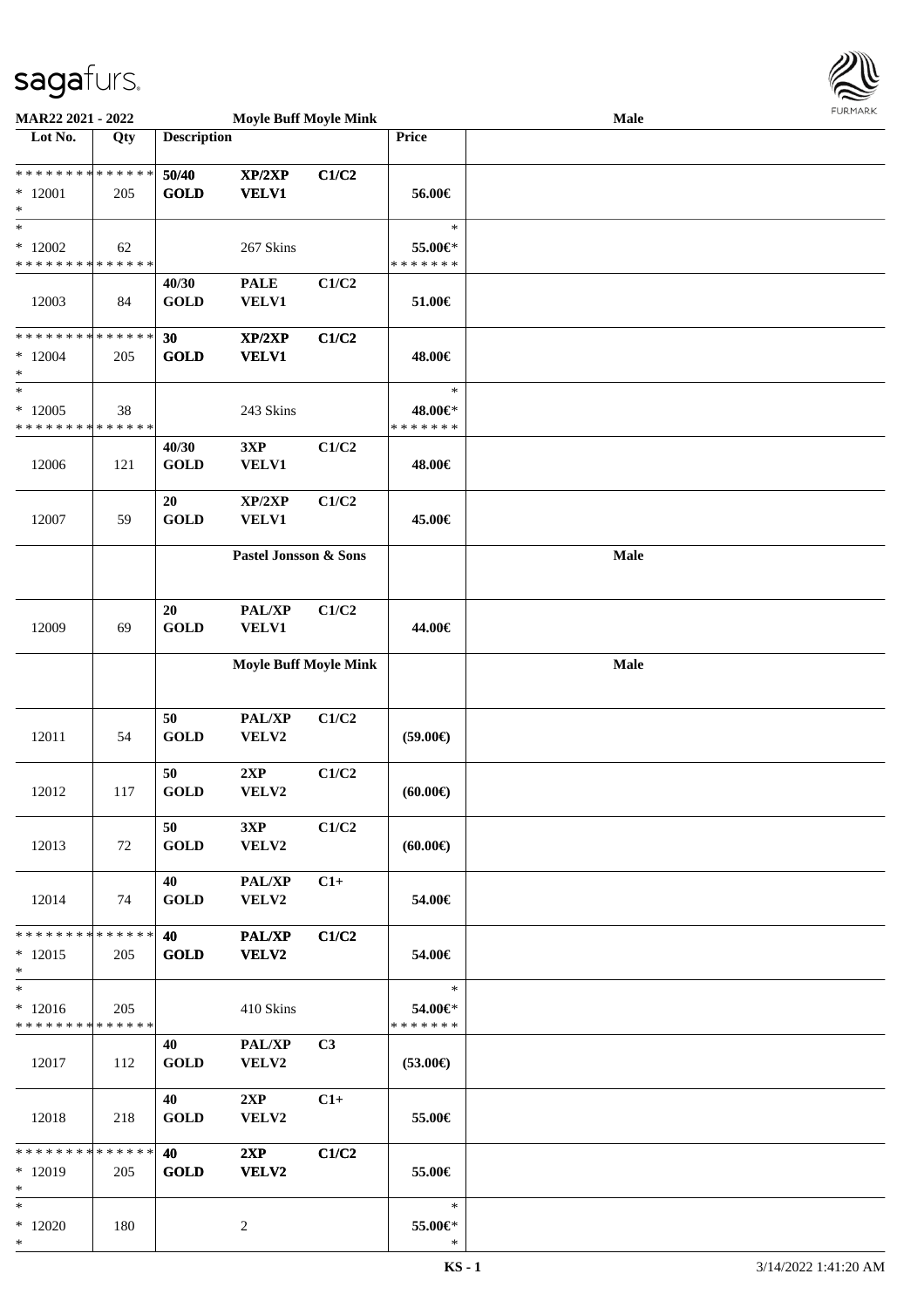**MAR22 2021 - 2022** — **Moyle Buff Moyle Mink** — **Male**

| Lot No. | Qty | Description | | | Price | |
|---|---|---|---|---|---|---|
| * * * * * * * * * * * * * * | | 50/40 | XP/2XP | C1/C2 | | |
| * 12001 | 205 | GOLD | VELV1 | | 56.00€ | |
| * | | | | | | |
| * | | | | | * | |
| * 12002 | 62 | | 267 Skins | | 55.00€* | |
| * * * * * * * * * * * * * * | | | | | * * * * * * * | |
| 12003 | 84 | 40/30 GOLD | PALE VELV1 | C1/C2 | 51.00€ | |
| * * * * * * * * * * * * * * | | 30 | XP/2XP | C1/C2 | | |
| * 12004 | 205 | GOLD | VELV1 | | 48.00€ | |
| * | | | | | | |
| * | | | | | * | |
| * 12005 | 38 | | 243 Skins | | 48.00€* | |
| * * * * * * * * * * * * * * | | | | | * * * * * * * | |
| 12006 | 121 | 40/30 GOLD | 3XP VELV1 | C1/C2 | 48.00€ | |
| 12007 | 59 | 20 GOLD | XP/2XP VELV1 | C1/C2 | 45.00€ | |
| | | **Pastel Jonsson & Sons** | | | | **Male** |
| 12009 | 69 | 20 GOLD | PAL/XP VELV1 | C1/C2 | 44.00€ | |
| | | **Moyle Buff Moyle Mink** | | | | **Male** |
| 12011 | 54 | 50 GOLD | PAL/XP VELV2 | C1/C2 | (59.00€) | |
| 12012 | 117 | 50 GOLD | 2XP VELV2 | C1/C2 | (60.00€) | |
| 12013 | 72 | 50 GOLD | 3XP VELV2 | C1/C2 | (60.00€) | |
| 12014 | 74 | 40 GOLD | PAL/XP VELV2 | C1+ | 54.00€ | |
| * * * * * * * * * * * * * * | | 40 | PAL/XP | C1/C2 | | |
| * 12015 | 205 | GOLD | VELV2 | | 54.00€ | |
| * | | | | | | |
| * | | | | | * | |
| * 12016 | 205 | | 410 Skins | | 54.00€* | |
| * * * * * * * * * * * * * * | | | | | * * * * * * * | |
| 12017 | 112 | 40 GOLD | PAL/XP VELV2 | C3 | (53.00€) | |
| 12018 | 218 | 40 GOLD | 2XP VELV2 | C1+ | 55.00€ | |
| * * * * * * * * * * * * * * | | 40 | 2XP | C1/C2 | | |
| * 12019 | 205 | GOLD | VELV2 | | 55.00€ | |
| * | | | | | | |
| * | | | | | * | |
| * 12020 | 180 | | 2 | | 55.00€* | |
| * | | | | | * | |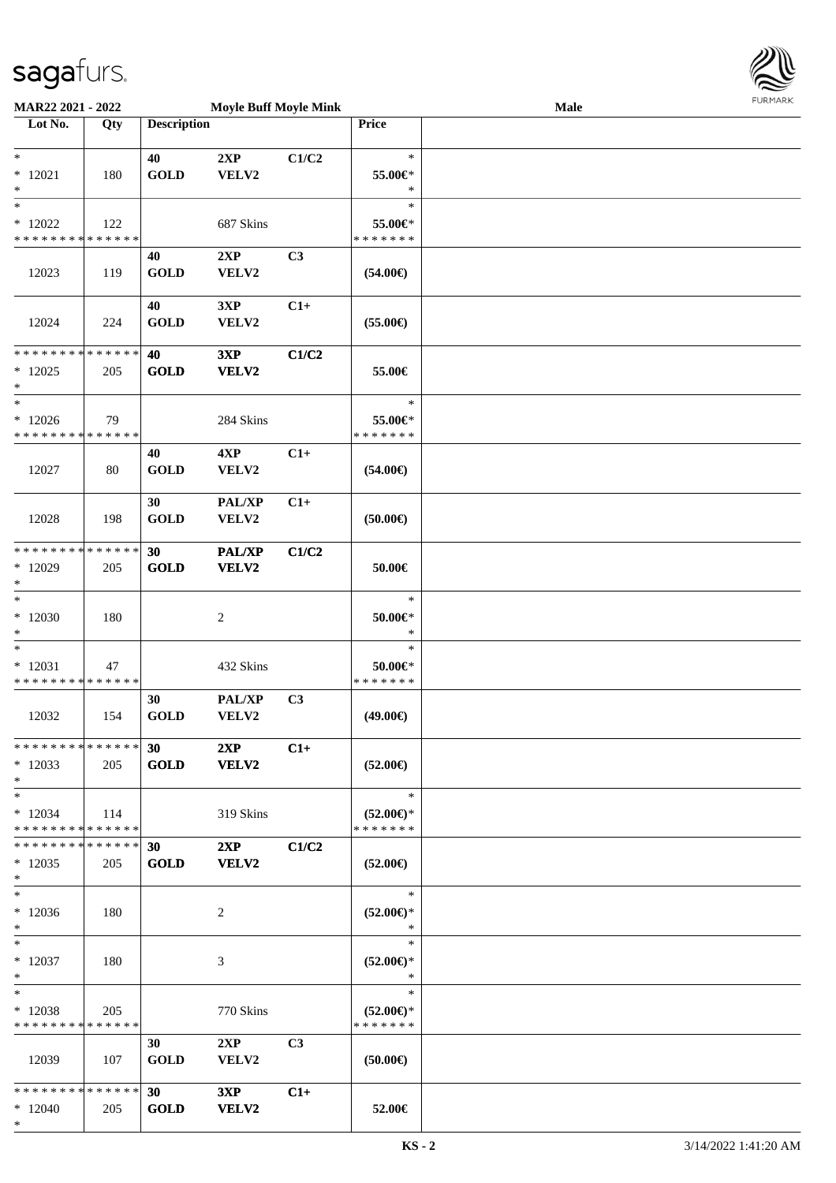MAR22 2021 - 2022 Moyle Buff Moyle Mink Male

| Lot No. | Qty | Description | | | Price | |
|---|---|---|---|---|---|---|
| * | | 40 | 2XP | C1/C2 | * | |
| * 12021 | 180 | GOLD | VELV2 | | 55.00€* | |
| * | | | | | * | |
| * | | | | | * | |
| * 12022 | 122 | | 687 Skins | | 55.00€* | |
| * * * * * * * * * * * * * * | | | | | * * * * * * * | |
| | | 40 | 2XP | C3 | | |
| 12023 | 119 | GOLD | VELV2 | | (54.00€) | |
| | | 40 | 3XP | C1+ | | |
| 12024 | 224 | GOLD | VELV2 | | (55.00€) | |
| * * * * * * * * * * * * * * | | 40 | 3XP | C1/C2 | | |
| * 12025 | 205 | GOLD | VELV2 | | 55.00€ | |
| * | | | | | | |
| * | | | | | * | |
| * 12026 | 79 | | 284 Skins | | 55.00€* | |
| * * * * * * * * * * * * * * | | | | | * * * * * * * | |
| | | 40 | 4XP | C1+ | | |
| 12027 | 80 | GOLD | VELV2 | | (54.00€) | |
| | | 30 | PAL/XP | C1+ | | |
| 12028 | 198 | GOLD | VELV2 | | (50.00€) | |
| * * * * * * * * * * * * * * | | 30 | PAL/XP | C1/C2 | | |
| * 12029 | 205 | GOLD | VELV2 | | 50.00€ | |
| * | | | | | | |
| * | | | | | * | |
| * 12030 | 180 | | 2 | | 50.00€* | |
| * | | | | | * | |
| * | | | | | * | |
| * 12031 | 47 | | 432 Skins | | 50.00€* | |
| * * * * * * * * * * * * * * | | | | | * * * * * * * | |
| | | 30 | PAL/XP | C3 | | |
| 12032 | 154 | GOLD | VELV2 | | (49.00€) | |
| * * * * * * * * * * * * * * | | 30 | 2XP | C1+ | | |
| * 12033 | 205 | GOLD | VELV2 | | (52.00€) | |
| * | | | | | | |
| * | | | | | * | |
| * 12034 | 114 | | 319 Skins | | (52.00€)* | |
| * * * * * * * * * * * * * * | | | | | * * * * * * * | |
| * * * * * * * * * * * * * * | | 30 | 2XP | C1/C2 | | |
| * 12035 | 205 | GOLD | VELV2 | | (52.00€) | |
| * | | | | | | |
| * | | | | | * | |
| * 12036 | 180 | | 2 | | (52.00€)* | |
| * | | | | | * | |
| * | | | | | * | |
| * 12037 | 180 | | 3 | | (52.00€)* | |
| * | | | | | * | |
| * | | | | | * | |
| * 12038 | 205 | | 770 Skins | | (52.00€)* | |
| * * * * * * * * * * * * * * | | | | | * * * * * * * | |
| | | 30 | 2XP | C3 | | |
| 12039 | 107 | GOLD | VELV2 | | (50.00€) | |
| * * * * * * * * * * * * * * | | 30 | 3XP | C1+ | | |
| * 12040 | 205 | GOLD | VELV2 | | 52.00€ | |
| * | | | | | | |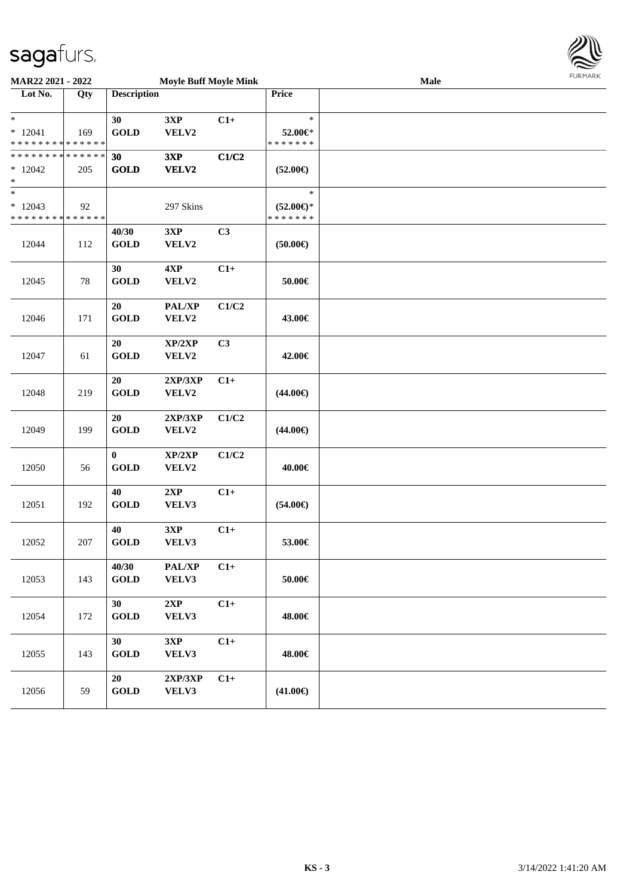**MAR22 2021 - 2022** **Moyle Buff Moyle Mink** **Male**

| Lot No. | Qty | Description | | | Price | |
|---|---|---|---|---|---|---|
| *<br>* 12041<br>* * * * * * * * * * * * * * | 169 | 30<br>GOLD | 3XP<br>VELV2 | C1+ | *<br>52.00€*<br>* * * * * * * | |
| * * * * * * * * * * * * * *<br>* 12042<br>* | 205 | 30<br>GOLD | 3XP<br>VELV2 | C1/C2 | (52.00€) | |
| *<br>* 12043<br>* * * * * * * * * * * * * * | 92 | | 297 Skins | | *<br>(52.00€)*<br>* * * * * * * | |
| 12044 | 112 | 40/30<br>GOLD | 3XP<br>VELV2 | C3 | (50.00€) | |
| 12045 | 78 | 30<br>GOLD | 4XP<br>VELV2 | C1+ | 50.00€ | |
| 12046 | 171 | 20<br>GOLD | PAL/XP<br>VELV2 | C1/C2 | 43.00€ | |
| 12047 | 61 | 20<br>GOLD | XP/2XP<br>VELV2 | C3 | 42.00€ | |
| 12048 | 219 | 20<br>GOLD | 2XP/3XP<br>VELV2 | C1+ | (44.00€) | |
| 12049 | 199 | 20<br>GOLD | 2XP/3XP<br>VELV2 | C1/C2 | (44.00€) | |
| 12050 | 56 | 0<br>GOLD | XP/2XP<br>VELV2 | C1/C2 | 40.00€ | |
| 12051 | 192 | 40<br>GOLD | 2XP<br>VELV3 | C1+ | (54.00€) | |
| 12052 | 207 | 40<br>GOLD | 3XP<br>VELV3 | C1+ | 53.00€ | |
| 12053 | 143 | 40/30<br>GOLD | PAL/XP<br>VELV3 | C1+ | 50.00€ | |
| 12054 | 172 | 30<br>GOLD | 2XP<br>VELV3 | C1+ | 48.00€ | |
| 12055 | 143 | 30<br>GOLD | 3XP<br>VELV3 | C1+ | 48.00€ | |
| 12056 | 59 | 20<br>GOLD | 2XP/3XP<br>VELV3 | C1+ | (41.00€) | |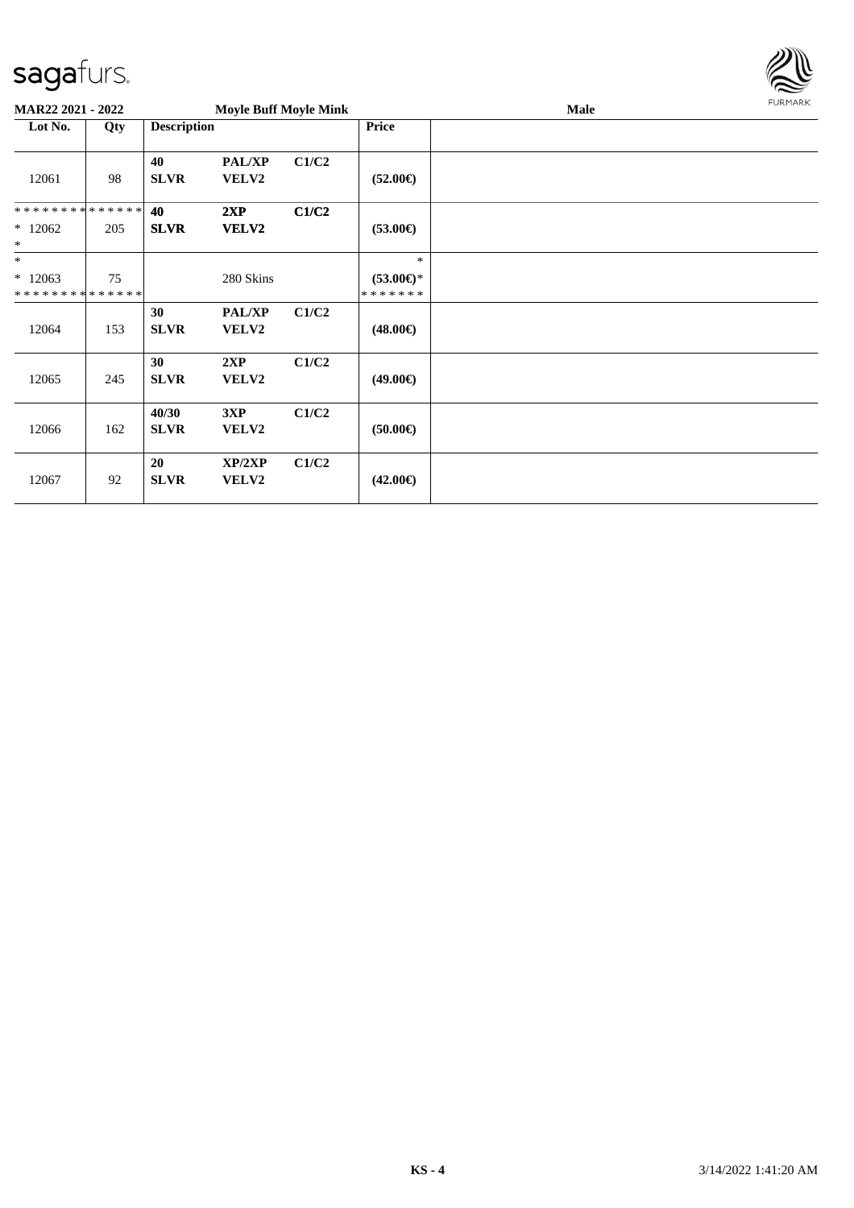sagafurs.

**MAR22 2021 - 2022** **Moyle Buff Moyle Mink** **Male**

| Lot No. | Qty | Description | | | Price | |
|---|---|---|---|---|---|---|
| 12061 | 98 | **40 SLVR** | **PAL/XP VELV2** | **C1/C2** | **(52.00€)** | |
| * * * * * * * * * * * * * * * 12062 * | 205 | **40 SLVR** | **2XP VELV2** | **C1/C2** | **(53.00€)** | |
| * * 12063 * * * * * * * * * * * * * * | 75 | | 280 Skins | | * **(53.00€)*** * * * * * * * | |
| 12064 | 153 | **30 SLVR** | **PAL/XP VELV2** | **C1/C2** | **(48.00€)** | |
| 12065 | 245 | **30 SLVR** | **2XP VELV2** | **C1/C2** | **(49.00€)** | |
| 12066 | 162 | **40/30 SLVR** | **3XP VELV2** | **C1/C2** | **(50.00€)** | |
| 12067 | 92 | **20 SLVR** | **XP/2XP VELV2** | **C1/C2** | **(42.00€)** | |

**KS - 4** 3/14/2022 1:41:20 AM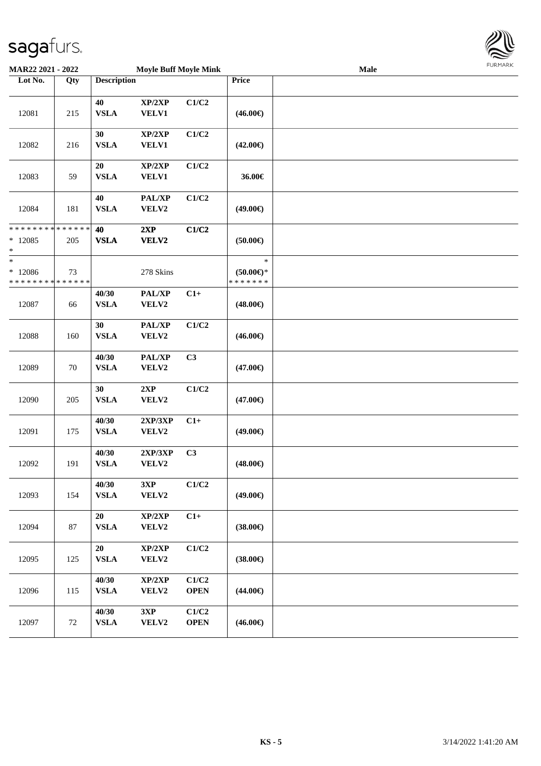MAR22 2021 - 2022 — Moyle Buff Moyle Mink — Male

| Lot No. | Qty | Description | | | Price | |
|---|---|---|---|---|---|---|
| 12081 | 215 | 40 VSLA | XP/2XP VELV1 | C1/C2 | (46.00€) | |
| 12082 | 216 | 30 VSLA | XP/2XP VELV1 | C1/C2 | (42.00€) | |
| 12083 | 59 | 20 VSLA | XP/2XP VELV1 | C1/C2 | 36.00€ | |
| 12084 | 181 | 40 VSLA | PAL/XP VELV2 | C1/C2 | (49.00€) | |
| * * * * * * * * * * * * * * * 12085 * | 205 | 40 VSLA | 2XP VELV2 | C1/C2 | (50.00€) | |
| * * 12086 * * * * * * * * * * * * * * | 73 | | 278 Skins | | * (50.00€)* * * * * * * * | |
| 12087 | 66 | 40/30 VSLA | PAL/XP VELV2 | C1+ | (48.00€) | |
| 12088 | 160 | 30 VSLA | PAL/XP VELV2 | C1/C2 | (46.00€) | |
| 12089 | 70 | 40/30 VSLA | PAL/XP VELV2 | C3 | (47.00€) | |
| 12090 | 205 | 30 VSLA | 2XP VELV2 | C1/C2 | (47.00€) | |
| 12091 | 175 | 40/30 VSLA | 2XP/3XP VELV2 | C1+ | (49.00€) | |
| 12092 | 191 | 40/30 VSLA | 2XP/3XP VELV2 | C3 | (48.00€) | |
| 12093 | 154 | 40/30 VSLA | 3XP VELV2 | C1/C2 | (49.00€) | |
| 12094 | 87 | 20 VSLA | XP/2XP VELV2 | C1+ | (38.00€) | |
| 12095 | 125 | 20 VSLA | XP/2XP VELV2 | C1/C2 | (38.00€) | |
| 12096 | 115 | 40/30 VSLA | XP/2XP VELV2 | C1/C2 OPEN | (44.00€) | |
| 12097 | 72 | 40/30 VSLA | 3XP VELV2 | C1/C2 OPEN | (46.00€) | |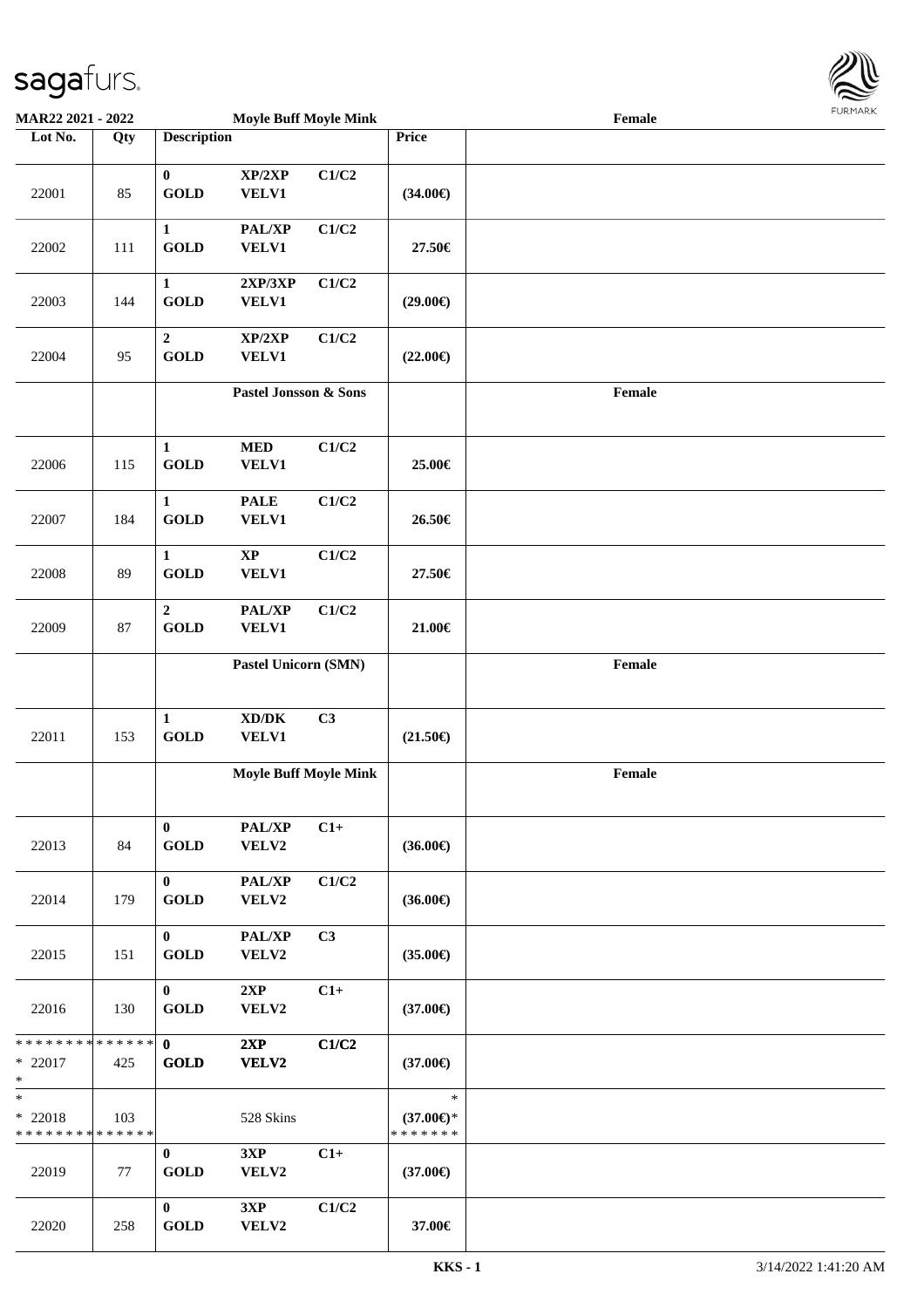MAR22 2021 - 2022 — Moyle Buff Moyle Mink — Female

| Lot No. | Qty | Description | | | Price | |
|---|---|---|---|---|---|---|
| 22001 | 85 | 0 GOLD | XP/2XP VELV1 | C1/C2 | (34.00€) | |
| 22002 | 111 | 1 GOLD | PAL/XP VELV1 | C1/C2 | 27.50€ | |
| 22003 | 144 | 1 GOLD | 2XP/3XP VELV1 | C1/C2 | (29.00€) | |
| 22004 | 95 | 2 GOLD | XP/2XP VELV1 | C1/C2 | (22.00€) | |
| | | Pastel Jonsson & Sons | | | | Female |
| 22006 | 115 | 1 GOLD | MED VELV1 | C1/C2 | 25.00€ | |
| 22007 | 184 | 1 GOLD | PALE VELV1 | C1/C2 | 26.50€ | |
| 22008 | 89 | 1 GOLD | XP VELV1 | C1/C2 | 27.50€ | |
| 22009 | 87 | 2 GOLD | PAL/XP VELV1 | C1/C2 | 21.00€ | |
| | | Pastel Unicorn (SMN) | | | | Female |
| 22011 | 153 | 1 GOLD | XD/DK VELV1 | C3 | (21.50€) | |
| | | Moyle Buff Moyle Mink | | | | Female |
| 22013 | 84 | 0 GOLD | PAL/XP VELV2 | C1+ | (36.00€) | |
| 22014 | 179 | 0 GOLD | PAL/XP VELV2 | C1/C2 | (36.00€) | |
| 22015 | 151 | 0 GOLD | PAL/XP VELV2 | C3 | (35.00€) | |
| 22016 | 130 | 0 GOLD | 2XP VELV2 | C1+ | (37.00€) | |
| * * * * * * * * * * * * * * * 22017 * | 425 | 0 GOLD | 2XP VELV2 | C1/C2 | (37.00€) | |
| * * 22018 * * * * * * * * * * * * * * | 103 | | 528 Skins | | * (37.00€)* * * * * * * * | |
| 22019 | 77 | 0 GOLD | 3XP VELV2 | C1+ | (37.00€) | |
| 22020 | 258 | 0 GOLD | 3XP VELV2 | C1/C2 | 37.00€ | |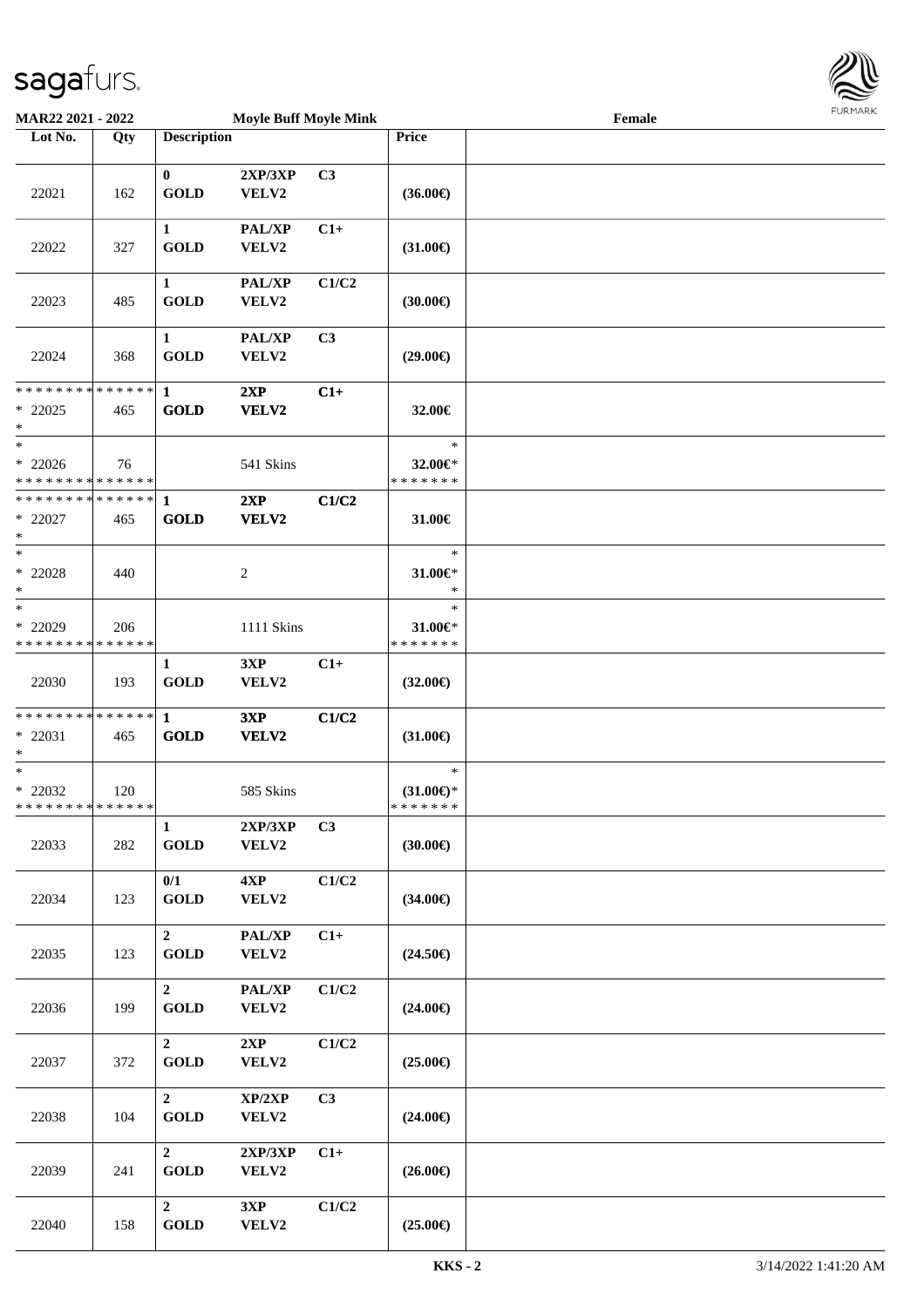**MAR22 2021 - 2022** **Moyle Buff Moyle Mink** **Female**

| Lot No. | Qty | Description | | | Price | |
|---|---|---|---|---|---|---|
| 22021 | 162 | **0** **GOLD** | **2XP/3XP** **VELV2** | **C3** | **(36.00€)** | |
| 22022 | 327 | **1** **GOLD** | **PAL/XP** **VELV2** | **C1+** | **(31.00€)** | |
| 22023 | 485 | **1** **GOLD** | **PAL/XP** **VELV2** | **C1/C2** | **(30.00€)** | |
| 22024 | 368 | **1** **GOLD** | **PAL/XP** **VELV2** | **C3** | **(29.00€)** | |
| * * * * * * * * * * * * * * * 22025 * | 465 | **1** **GOLD** | **2XP** **VELV2** | **C1+** | **32.00€** | |
| * * 22026 * * * * * * * * * * * * * * | 76 | | 541 Skins | | * **32.00€*** * * * * * * * | |
| * * * * * * * * * * * * * * * 22027 * | 465 | **1** **GOLD** | **2XP** **VELV2** | **C1/C2** | **31.00€** | |
| * * 22028 * | 440 | | 2 | | * **31.00€*** * | |
| * * 22029 * * * * * * * * * * * * * * | 206 | | 1111 Skins | | * **31.00€*** * * * * * * * | |
| 22030 | 193 | **1** **GOLD** | **3XP** **VELV2** | **C1+** | **(32.00€)** | |
| * * * * * * * * * * * * * * * 22031 * | 465 | **1** **GOLD** | **3XP** **VELV2** | **C1/C2** | **(31.00€)** | |
| * * 22032 * * * * * * * * * * * * * * | 120 | | 585 Skins | | * **(31.00€)*** * * * * * * * | |
| 22033 | 282 | **1** **GOLD** | **2XP/3XP** **VELV2** | **C3** | **(30.00€)** | |
| 22034 | 123 | **0/1** **GOLD** | **4XP** **VELV2** | **C1/C2** | **(34.00€)** | |
| 22035 | 123 | **2** **GOLD** | **PAL/XP** **VELV2** | **C1+** | **(24.50€)** | |
| 22036 | 199 | **2** **GOLD** | **PAL/XP** **VELV2** | **C1/C2** | **(24.00€)** | |
| 22037 | 372 | **2** **GOLD** | **2XP** **VELV2** | **C1/C2** | **(25.00€)** | |
| 22038 | 104 | **2** **GOLD** | **XP/2XP** **VELV2** | **C3** | **(24.00€)** | |
| 22039 | 241 | **2** **GOLD** | **2XP/3XP** **VELV2** | **C1+** | **(26.00€)** | |
| 22040 | 158 | **2** **GOLD** | **3XP** **VELV2** | **C1/C2** | **(25.00€)** | |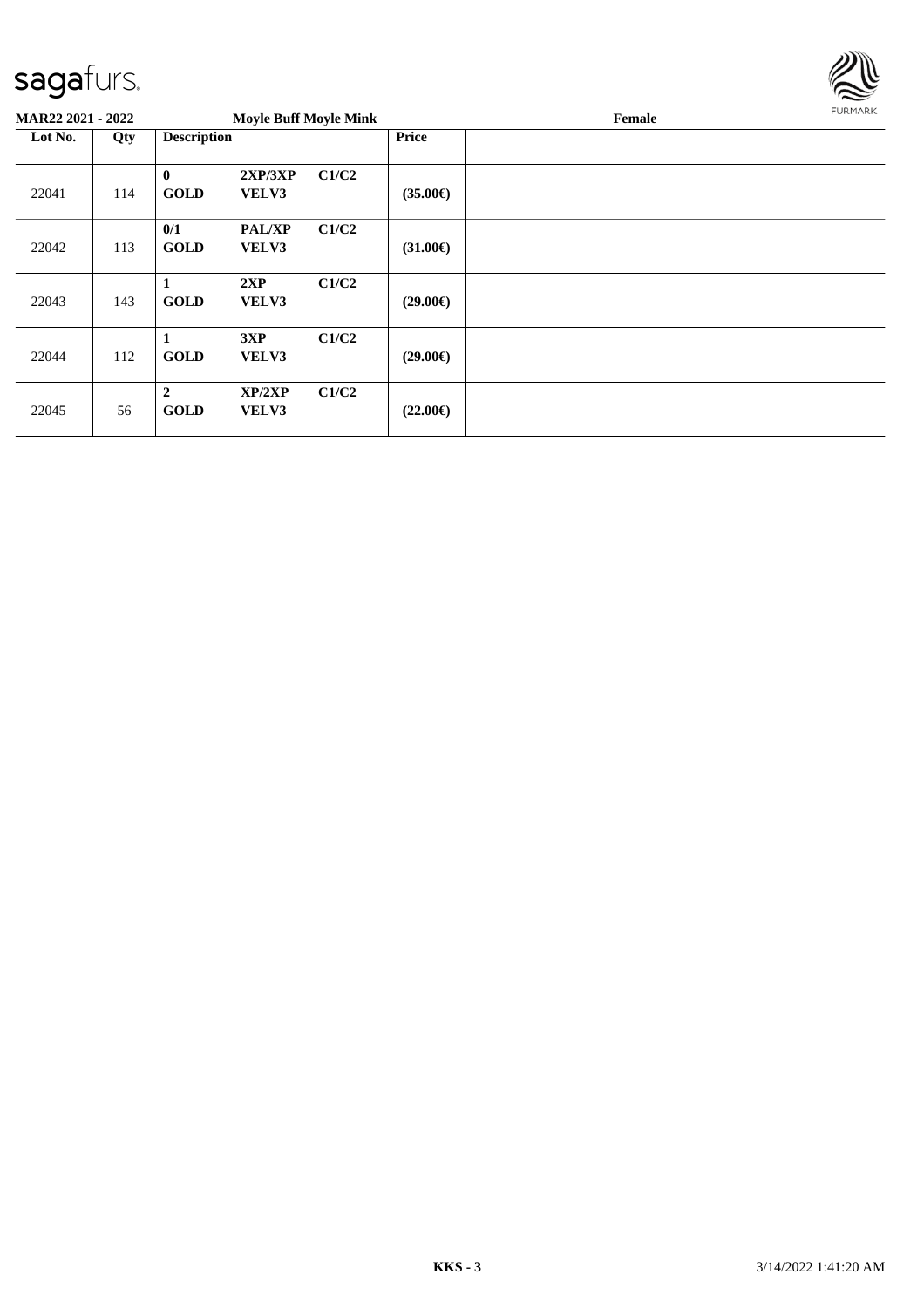**MAR22 2021 - 2022** **Moyle Buff Moyle Mink** **Female**

| Lot No. | Qty | Description | | | Price | |
|---|---|---|---|---|---|---|
| 22041 | 114 | **0** **GOLD** | **2XP/3XP** **VELV3** | **C1/C2** | **(35.00€)** | |
| 22042 | 113 | **0/1** **GOLD** | **PAL/XP** **VELV3** | **C1/C2** | **(31.00€)** | |
| 22043 | 143 | **1** **GOLD** | **2XP** **VELV3** | **C1/C2** | **(29.00€)** | |
| 22044 | 112 | **1** **GOLD** | **3XP** **VELV3** | **C1/C2** | **(29.00€)** | |
| 22045 | 56 | **2** **GOLD** | **XP/2XP** **VELV3** | **C1/C2** | **(22.00€)** | |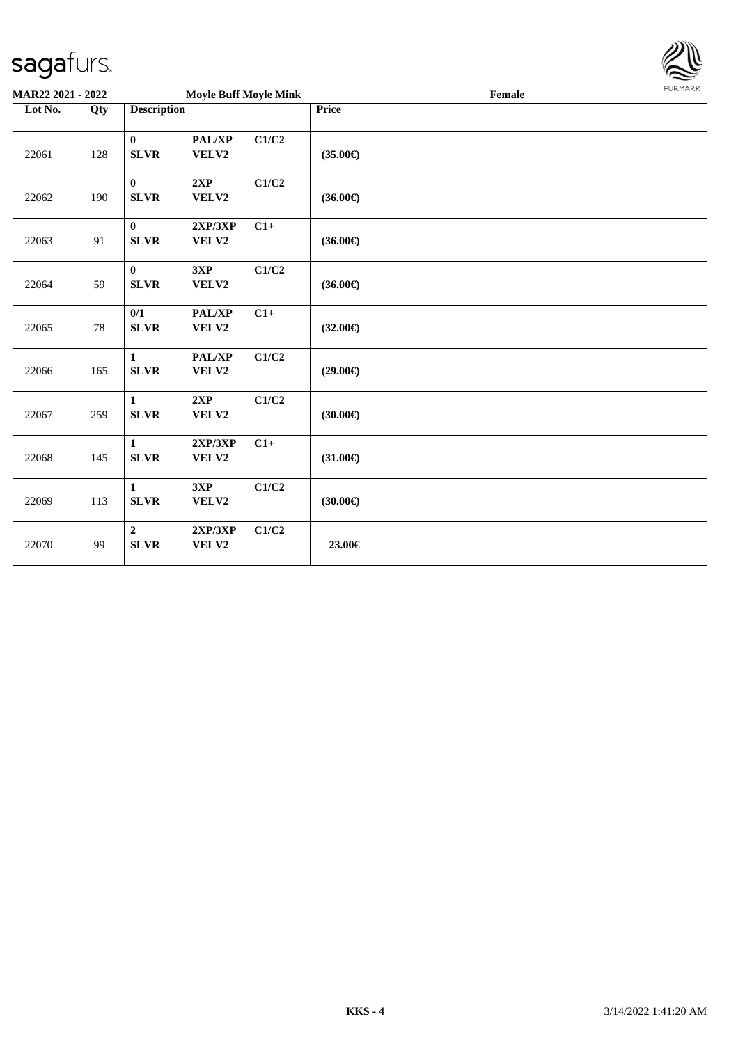**MAR22 2021 - 2022** **Moyle Buff Moyle Mink** **Female**

| Lot No. | Qty | Description | | | Price | |
|---|---|---|---|---|---|---|
| 22061 | 128 | **0** **SLVR** | **PAL/XP** **VELV2** | **C1/C2** | **(35.00€)** | |
| 22062 | 190 | **0** **SLVR** | **2XP** **VELV2** | **C1/C2** | **(36.00€)** | |
| 22063 | 91 | **0** **SLVR** | **2XP/3XP** **VELV2** | **C1+** | **(36.00€)** | |
| 22064 | 59 | **0** **SLVR** | **3XP** **VELV2** | **C1/C2** | **(36.00€)** | |
| 22065 | 78 | **0/1** **SLVR** | **PAL/XP** **VELV2** | **C1+** | **(32.00€)** | |
| 22066 | 165 | **1** **SLVR** | **PAL/XP** **VELV2** | **C1/C2** | **(29.00€)** | |
| 22067 | 259 | **1** **SLVR** | **2XP** **VELV2** | **C1/C2** | **(30.00€)** | |
| 22068 | 145 | **1** **SLVR** | **2XP/3XP** **VELV2** | **C1+** | **(31.00€)** | |
| 22069 | 113 | **1** **SLVR** | **3XP** **VELV2** | **C1/C2** | **(30.00€)** | |
| 22070 | 99 | **2** **SLVR** | **2XP/3XP** **VELV2** | **C1/C2** | **23.00€** | |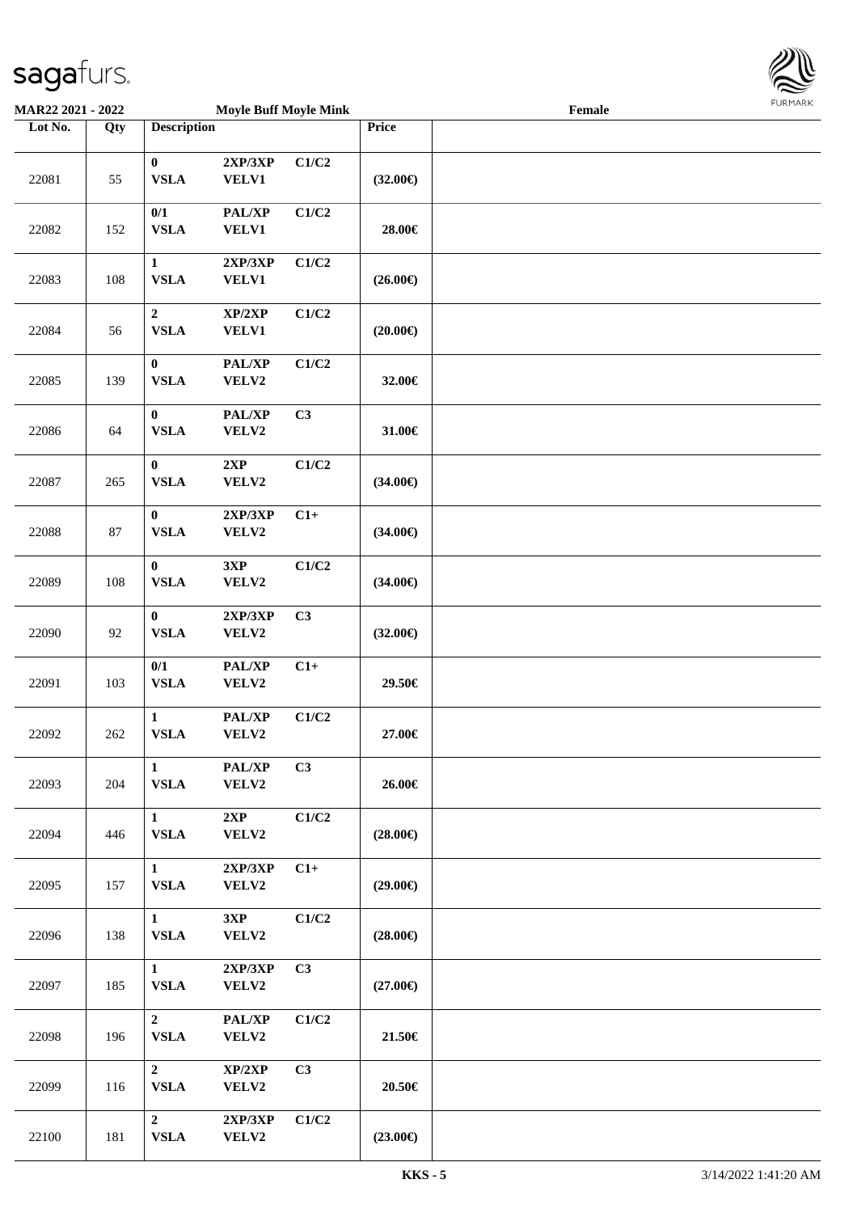**MAR22 2021 - 2022** **Moyle Buff Moyle Mink** **Female**

| Lot No. | Qty | Description | | | Price | |
|---|---|---|---|---|---|---|
| 22081 | 55 | 0 VSLA | 2XP/3XP VELV1 | C1/C2 | (32.00€) | |
| 22082 | 152 | 0/1 VSLA | PAL/XP VELV1 | C1/C2 | 28.00€ | |
| 22083 | 108 | 1 VSLA | 2XP/3XP VELV1 | C1/C2 | (26.00€) | |
| 22084 | 56 | 2 VSLA | XP/2XP VELV1 | C1/C2 | (20.00€) | |
| 22085 | 139 | 0 VSLA | PAL/XP VELV2 | C1/C2 | 32.00€ | |
| 22086 | 64 | 0 VSLA | PAL/XP VELV2 | C3 | 31.00€ | |
| 22087 | 265 | 0 VSLA | 2XP VELV2 | C1/C2 | (34.00€) | |
| 22088 | 87 | 0 VSLA | 2XP/3XP VELV2 | C1+ | (34.00€) | |
| 22089 | 108 | 0 VSLA | 3XP VELV2 | C1/C2 | (34.00€) | |
| 22090 | 92 | 0 VSLA | 2XP/3XP VELV2 | C3 | (32.00€) | |
| 22091 | 103 | 0/1 VSLA | PAL/XP VELV2 | C1+ | 29.50€ | |
| 22092 | 262 | 1 VSLA | PAL/XP VELV2 | C1/C2 | 27.00€ | |
| 22093 | 204 | 1 VSLA | PAL/XP VELV2 | C3 | 26.00€ | |
| 22094 | 446 | 1 VSLA | 2XP VELV2 | C1/C2 | (28.00€) | |
| 22095 | 157 | 1 VSLA | 2XP/3XP VELV2 | C1+ | (29.00€) | |
| 22096 | 138 | 1 VSLA | 3XP VELV2 | C1/C2 | (28.00€) | |
| 22097 | 185 | 1 VSLA | 2XP/3XP VELV2 | C3 | (27.00€) | |
| 22098 | 196 | 2 VSLA | PAL/XP VELV2 | C1/C2 | 21.50€ | |
| 22099 | 116 | 2 VSLA | XP/2XP VELV2 | C3 | 20.50€ | |
| 22100 | 181 | 2 VSLA | 2XP/3XP VELV2 | C1/C2 | (23.00€) | |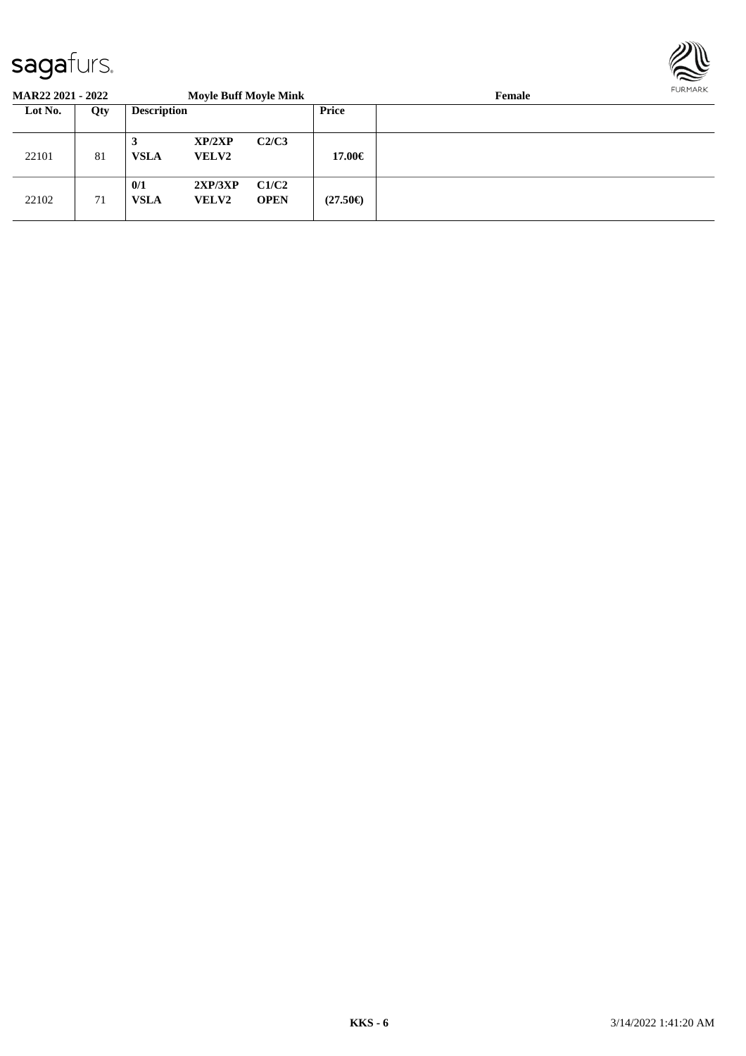**MAR22 2021 - 2022** **Moyle Buff Moyle Mink** **Female**

| Lot No. | Qty | Description | | | Price | |
|---|---|---|---|---|---|---|
| 22101 | 81 | **3** **VSLA** | **XP/2XP** **VELV2** | **C2/C3** | **17.00€** | |
| 22102 | 71 | **0/1** **VSLA** | **2XP/3XP** **VELV2** | **C1/C2** **OPEN** | **(27.50€)** | |

**KKS - 6** 3/14/2022 1:41:20 AM